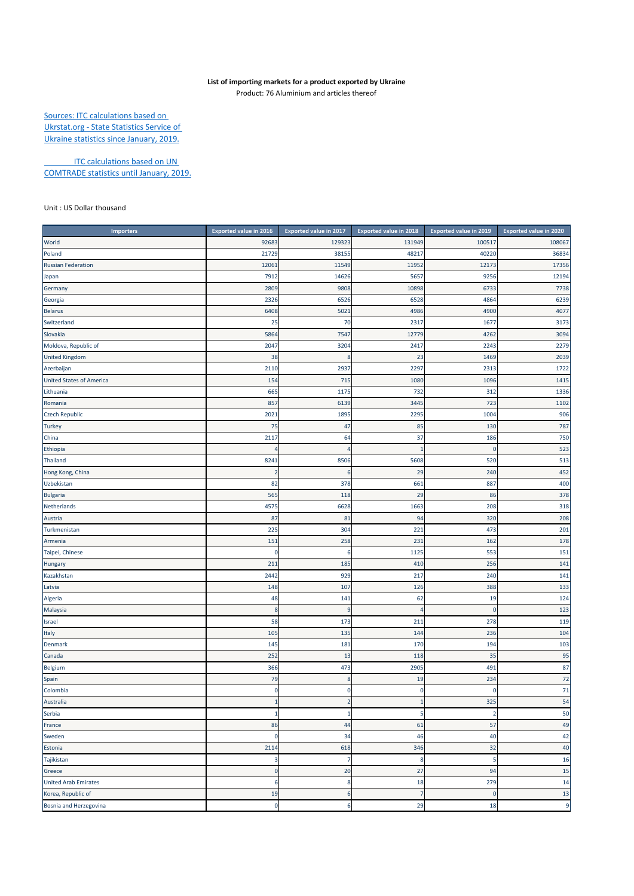**List of importing markets for a product exported by Ukraine**

Product: 76 Aluminium and articles thereof

Sources: ITC calculations based on Ukrstat.org - State Statistics Service of Ukraine statistics since January, 2019.

ITC calculations based on UN COMTRADE statistics until January, 2019.

Unit : US Dollar thousand

| Importers | Exported value in 2016 | Exported value in 2017 | Exported value in 2018 | Exported value in 2019 | Exported value in 2020 |
|---|---|---|---|---|---|
| World | 92683 | 129323 | 131949 | 100517 | 108067 |
| Poland | 21729 | 38155 | 48217 | 40220 | 36834 |
| Russian Federation | 12061 | 11549 | 11952 | 12173 | 17356 |
| Japan | 7912 | 14626 | 5657 | 9256 | 12194 |
| Germany | 2809 | 9808 | 10898 | 6733 | 7738 |
| Georgia | 2326 | 6526 | 6528 | 4864 | 6239 |
| Belarus | 6408 | 5021 | 4986 | 4900 | 4077 |
| Switzerland | 25 | 70 | 2317 | 1677 | 3173 |
| Slovakia | 5864 | 7547 | 12779 | 4262 | 3094 |
| Moldova, Republic of | 2047 | 3204 | 2417 | 2243 | 2279 |
| United Kingdom | 38 | 8 | 23 | 1469 | 2039 |
| Azerbaijan | 2110 | 2937 | 2297 | 2313 | 1722 |
| United States of America | 154 | 715 | 1080 | 1096 | 1415 |
| Lithuania | 665 | 1175 | 732 | 312 | 1336 |
| Romania | 857 | 6139 | 3445 | 723 | 1102 |
| Czech Republic | 2021 | 1895 | 2295 | 1004 | 906 |
| Turkey | 75 | 47 | 85 | 130 | 787 |
| China | 2117 | 64 | 37 | 186 | 750 |
| Ethiopia | 4 | 4 | 1 | 0 | 523 |
| Thailand | 8241 | 8506 | 5608 | 520 | 513 |
| Hong Kong, China | 2 | 6 | 29 | 240 | 452 |
| Uzbekistan | 82 | 378 | 661 | 887 | 400 |
| Bulgaria | 565 | 118 | 29 | 86 | 378 |
| Netherlands | 4575 | 6628 | 1663 | 208 | 318 |
| Austria | 87 | 81 | 94 | 320 | 208 |
| Turkmenistan | 225 | 304 | 221 | 473 | 201 |
| Armenia | 151 | 258 | 231 | 162 | 178 |
| Taipei, Chinese | 0 | 6 | 1125 | 553 | 151 |
| Hungary | 211 | 185 | 410 | 256 | 141 |
| Kazakhstan | 2442 | 929 | 217 | 240 | 141 |
| Latvia | 148 | 107 | 126 | 388 | 133 |
| Algeria | 48 | 141 | 62 | 19 | 124 |
| Malaysia | 8 | 9 | 4 | 0 | 123 |
| Israel | 58 | 173 | 211 | 278 | 119 |
| Italy | 105 | 135 | 144 | 236 | 104 |
| Denmark | 145 | 181 | 170 | 194 | 103 |
| Canada | 252 | 13 | 118 | 35 | 95 |
| Belgium | 366 | 473 | 2905 | 491 | 87 |
| Spain | 79 | 8 | 19 | 234 | 72 |
| Colombia | 0 | 0 | 0 | 0 | 71 |
| Australia | 1 | 2 | 1 | 325 | 54 |
| Serbia | 1 | 1 | 5 | 2 | 50 |
| France | 86 | 44 | 61 | 57 | 49 |
| Sweden | 0 | 34 | 46 | 40 | 42 |
| Estonia | 2114 | 618 | 346 | 32 | 40 |
| Tajikistan | 3 | 7 | 8 | 5 | 16 |
| Greece | 0 | 20 | 27 | 94 | 15 |
| United Arab Emirates | 6 | 8 | 18 | 279 | 14 |
| Korea, Republic of | 19 | 6 | 7 | 0 | 13 |
| Bosnia and Herzegovina | 0 | 6 | 29 | 18 | 9 |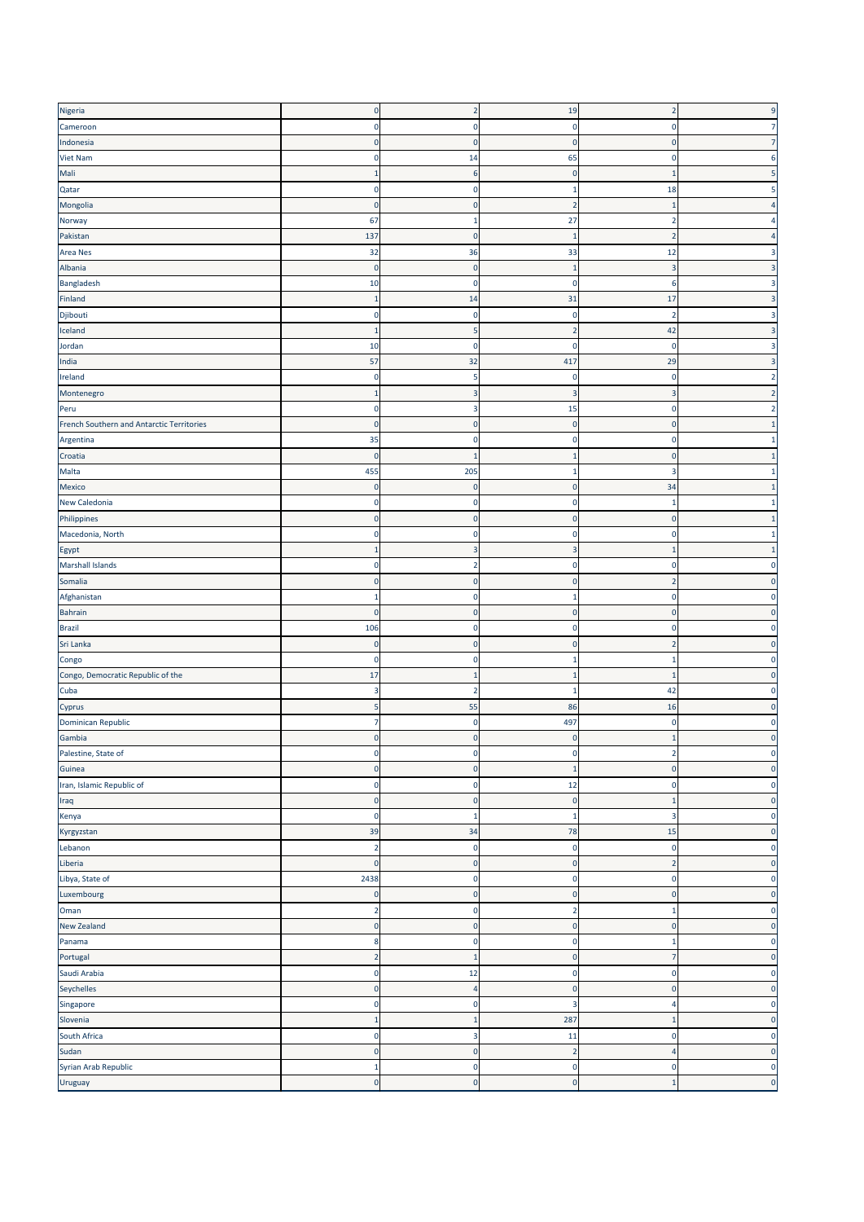| | | | | | |
|---|---|---|---|---|---|
| Nigeria | 0 | 2 | 19 | 2 | 9 |
| Cameroon | 0 | 0 | 0 | 0 | 7 |
| Indonesia | 0 | 0 | 0 | 0 | 7 |
| Viet Nam | 0 | 14 | 65 | 0 | 6 |
| Mali | 1 | 6 | 0 | 1 | 5 |
| Qatar | 0 | 0 | 1 | 18 | 5 |
| Mongolia | 0 | 0 | 2 | 1 | 4 |
| Norway | 67 | 1 | 27 | 2 | 4 |
| Pakistan | 137 | 0 | 1 | 2 | 4 |
| Area Nes | 32 | 36 | 33 | 12 | 3 |
| Albania | 0 | 0 | 1 | 3 | 3 |
| Bangladesh | 10 | 0 | 0 | 6 | 3 |
| Finland | 1 | 14 | 31 | 17 | 3 |
| Djibouti | 0 | 0 | 0 | 2 | 3 |
| Iceland | 1 | 5 | 2 | 42 | 3 |
| Jordan | 10 | 0 | 0 | 0 | 3 |
| India | 57 | 32 | 417 | 29 | 3 |
| Ireland | 0 | 5 | 0 | 0 | 2 |
| Montenegro | 1 | 3 | 3 | 3 | 2 |
| Peru | 0 | 3 | 15 | 0 | 2 |
| French Southern and Antarctic Territories | 0 | 0 | 0 | 0 | 1 |
| Argentina | 35 | 0 | 0 | 0 | 1 |
| Croatia | 0 | 1 | 1 | 0 | 1 |
| Malta | 455 | 205 | 1 | 3 | 1 |
| Mexico | 0 | 0 | 0 | 34 | 1 |
| New Caledonia | 0 | 0 | 0 | 1 | 1 |
| Philippines | 0 | 0 | 0 | 0 | 1 |
| Macedonia, North | 0 | 0 | 0 | 0 | 1 |
| Egypt | 1 | 3 | 3 | 1 | 1 |
| Marshall Islands | 0 | 2 | 0 | 0 | 0 |
| Somalia | 0 | 0 | 0 | 2 | 0 |
| Afghanistan | 1 | 0 | 1 | 0 | 0 |
| Bahrain | 0 | 0 | 0 | 0 | 0 |
| Brazil | 106 | 0 | 0 | 0 | 0 |
| Sri Lanka | 0 | 0 | 0 | 2 | 0 |
| Congo | 0 | 0 | 1 | 1 | 0 |
| Congo, Democratic Republic of the | 17 | 1 | 1 | 1 | 0 |
| Cuba | 3 | 2 | 1 | 42 | 0 |
| Cyprus | 5 | 55 | 86 | 16 | 0 |
| Dominican Republic | 7 | 0 | 497 | 0 | 0 |
| Gambia | 0 | 0 | 0 | 1 | 0 |
| Palestine, State of | 0 | 0 | 0 | 2 | 0 |
| Guinea | 0 | 0 | 1 | 0 | 0 |
| Iran, Islamic Republic of | 0 | 0 | 12 | 0 | 0 |
| Iraq | 0 | 0 | 0 | 1 | 0 |
| Kenya | 0 | 1 | 1 | 3 | 0 |
| Kyrgyzstan | 39 | 34 | 78 | 15 | 0 |
| Lebanon | 2 | 0 | 0 | 0 | 0 |
| Liberia | 0 | 0 | 0 | 2 | 0 |
| Libya, State of | 2438 | 0 | 0 | 0 | 0 |
| Luxembourg | 0 | 0 | 0 | 0 | 0 |
| Oman | 2 | 0 | 2 | 1 | 0 |
| New Zealand | 0 | 0 | 0 | 0 | 0 |
| Panama | 8 | 0 | 0 | 1 | 0 |
| Portugal | 2 | 1 | 0 | 7 | 0 |
| Saudi Arabia | 0 | 12 | 0 | 0 | 0 |
| Seychelles | 0 | 4 | 0 | 0 | 0 |
| Singapore | 0 | 0 | 3 | 4 | 0 |
| Slovenia | 1 | 1 | 287 | 1 | 0 |
| South Africa | 0 | 3 | 11 | 0 | 0 |
| Sudan | 0 | 0 | 2 | 4 | 0 |
| Syrian Arab Republic | 1 | 0 | 0 | 0 | 0 |
| Uruguay | 0 | 0 | 0 | 1 | 0 |